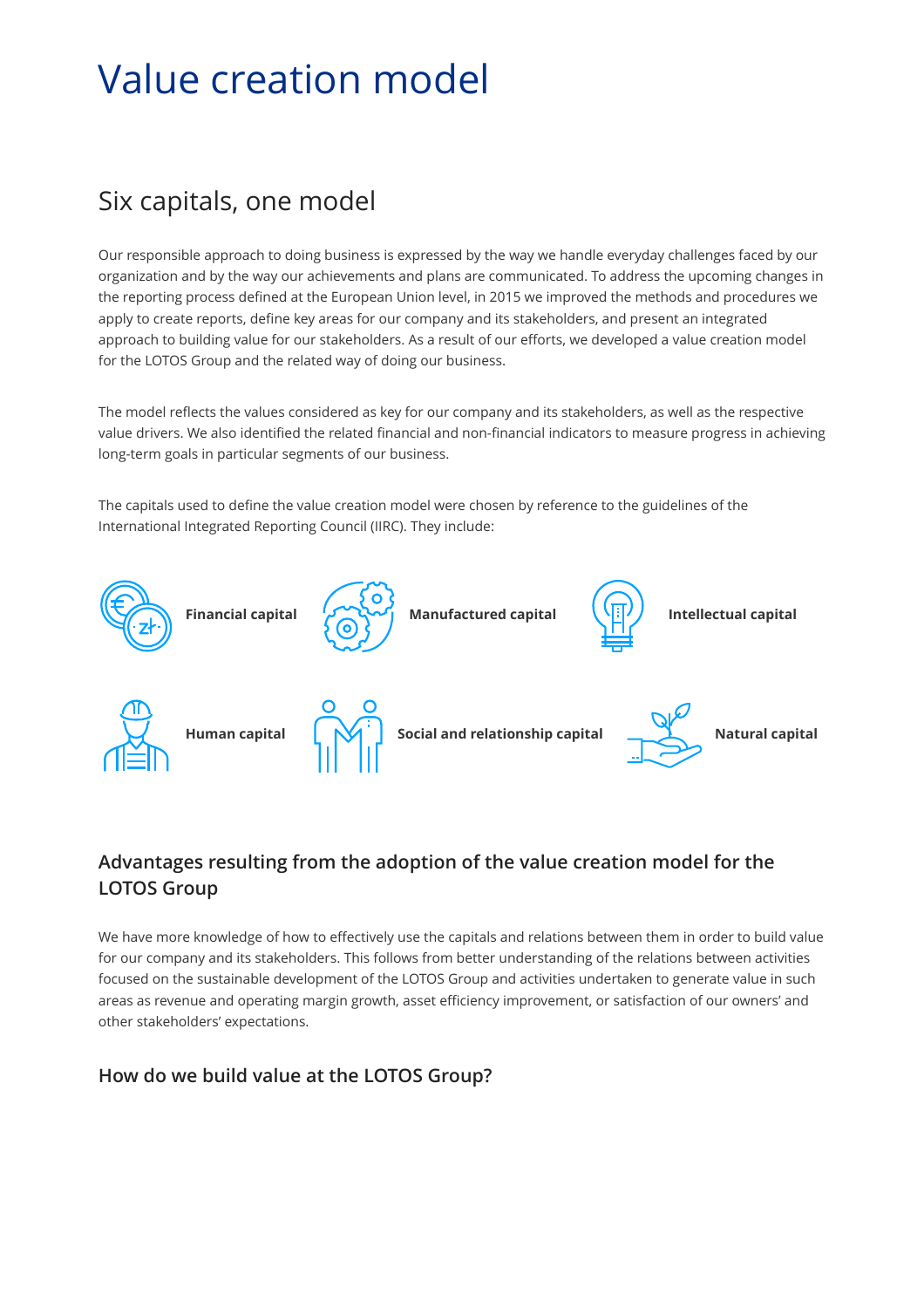# Value creation model

## Six capitals, one model

Our responsible approach to doing business is expressed by the way we handle everyday challenges faced by our organization and by the way our achievements and plans are communicated. To address the upcoming changes in the reporting process defined at the European Union level, in 2015 we improved the methods and procedures we apply to create reports, define key areas for our company and its stakeholders, and present an integrated approach to building value for our stakeholders. As a result of our efforts, we developed a value creation model for the LOTOS Group and the related way of doing our business.

The model reflects the values considered as key for our company and its stakeholders, as well as the respective value drivers. We also identified the related financial and non-financial indicators to measure progress in achieving long-term goals in particular segments of our business.

The capitals used to define the value creation model were chosen by reference to the guidelines of the International Integrated Reporting Council (IIRC). They include:

- **Financial capital**
- **Manufactured capital**
- **Intellectual capital**
- **Human capital**
- **Social and relationship capital**
- **Natural capital**

### Advantages resulting from the adoption of the value creation model for the LOTOS Group

We have more knowledge of how to effectively use the capitals and relations between them in order to build value for our company and its stakeholders. This follows from better understanding of the relations between activities focused on the sustainable development of the LOTOS Group and activities undertaken to generate value in such areas as revenue and operating margin growth, asset efficiency improvement, or satisfaction of our owners' and other stakeholders' expectations.

### How do we build value at the LOTOS Group?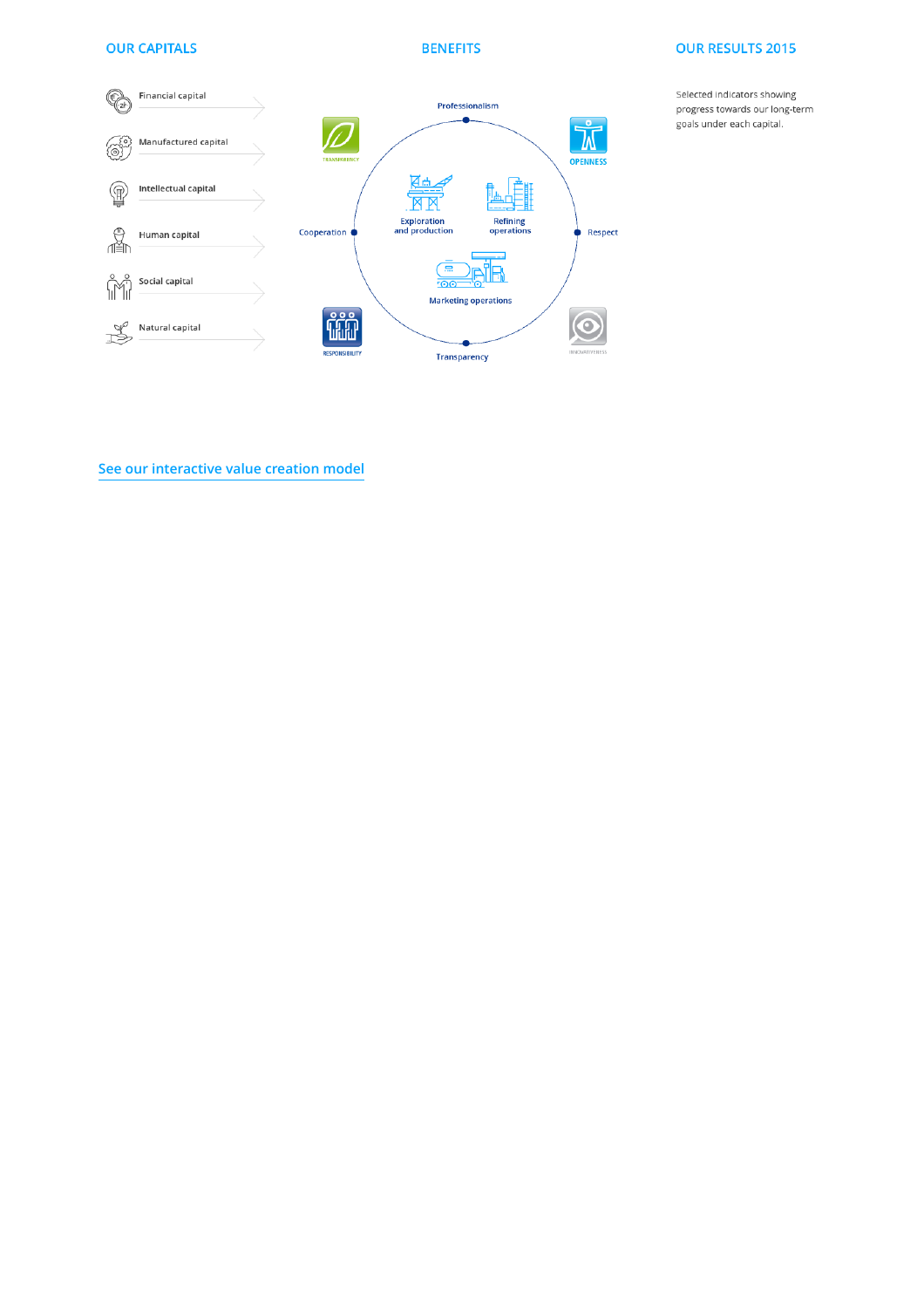## OUR CAPITALS

- Financial capital
- Manufactured capital
- Intellectual capital
- Human capital
- Social capital
- Natural capital

## BENEFITS

Professionalism

TRANSPARENCY

OPENNESS

Cooperation

Respect

Exploration and production

Refining operations

Marketing operations

RESPONSIBILITY

INNOVATIVENESS

Transparency

## OUR RESULTS 2015

Selected indicators showing progress towards our long-term goals under each capital.

See our interactive value creation model